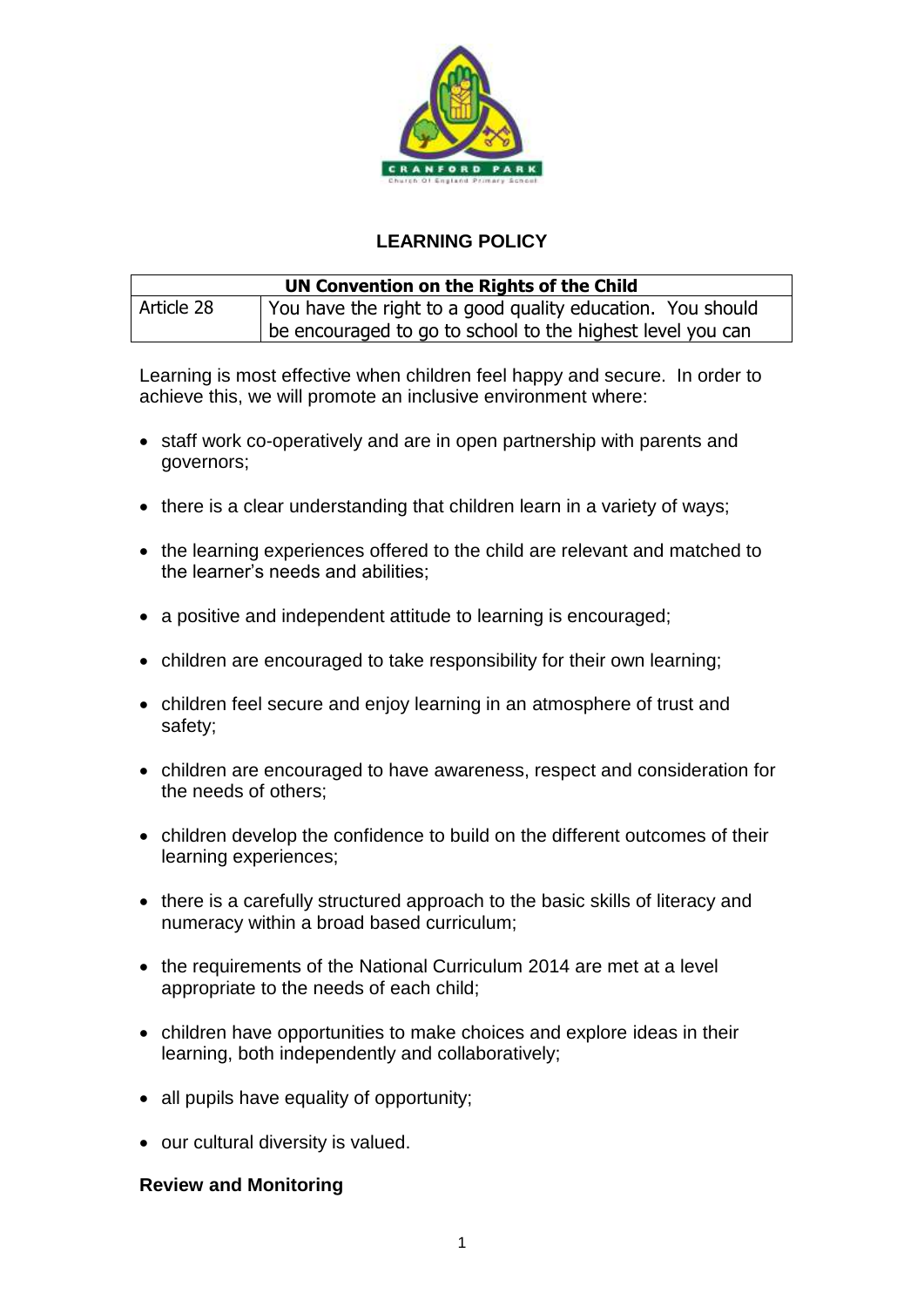# LEARNING POLICY

| UN Convention on the Rights of the Child | |
|---|---|
| Article 28 | You have the right to a good quality education. You should be encouraged to go to school to the highest level you can |

Learning is most effective when children feel happy and secure. In order to achieve this, we will promote an inclusive environment where:

- staff work co-operatively and are in open partnership with parents and governors;
- there is a clear understanding that children learn in a variety of ways;
- the learning experiences offered to the child are relevant and matched to the learner's needs and abilities;
- a positive and independent attitude to learning is encouraged;
- children are encouraged to take responsibility for their own learning;
- children feel secure and enjoy learning in an atmosphere of trust and safety;
- children are encouraged to have awareness, respect and consideration for the needs of others;
- children develop the confidence to build on the different outcomes of their learning experiences;
- there is a carefully structured approach to the basic skills of literacy and numeracy within a broad based curriculum;
- the requirements of the National Curriculum 2014 are met at a level appropriate to the needs of each child;
- children have opportunities to make choices and explore ideas in their learning, both independently and collaboratively;
- all pupils have equality of opportunity;
- our cultural diversity is valued.

**Review and Monitoring**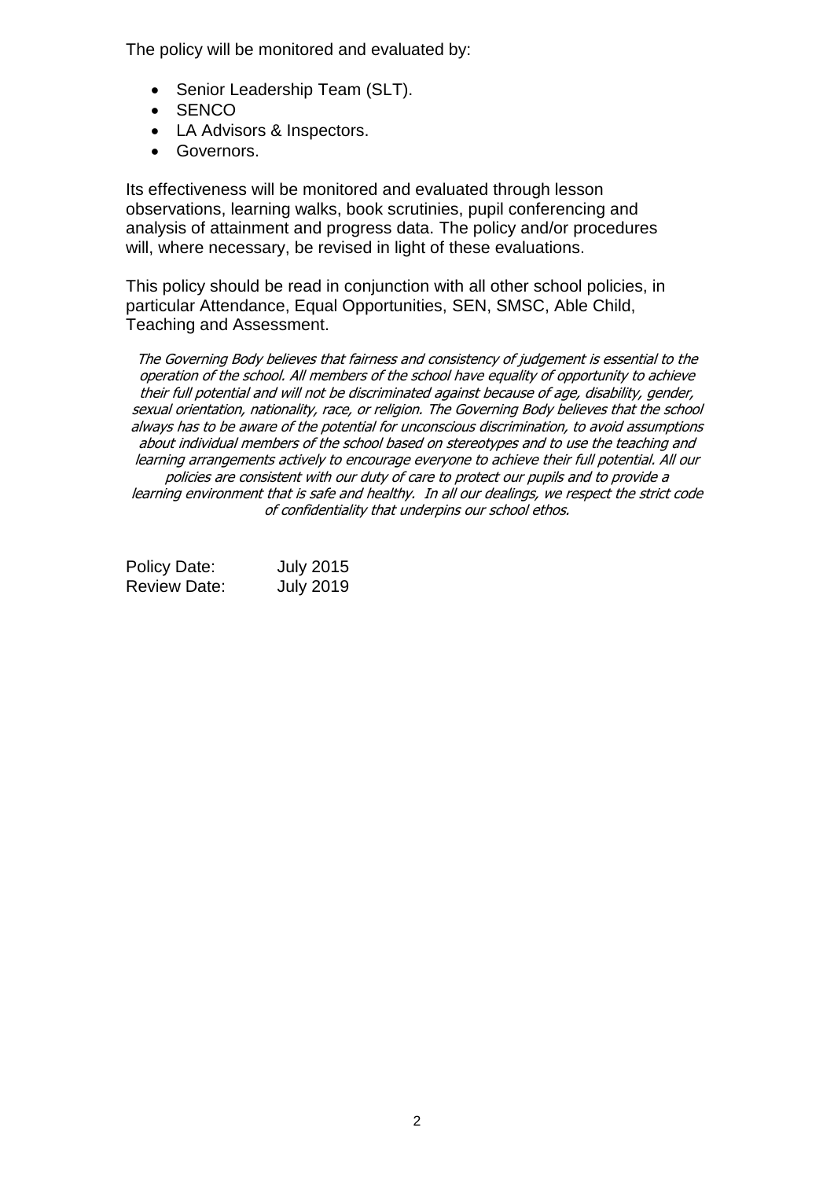The policy will be monitored and evaluated by:

- Senior Leadership Team (SLT).
- SENCO
- LA Advisors & Inspectors.
- Governors.

Its effectiveness will be monitored and evaluated through lesson observations, learning walks, book scrutinies, pupil conferencing and analysis of attainment and progress data. The policy and/or procedures will, where necessary, be revised in light of these evaluations.

This policy should be read in conjunction with all other school policies, in particular Attendance, Equal Opportunities, SEN, SMSC, Able Child, Teaching and Assessment.

*The Governing Body believes that fairness and consistency of judgement is essential to the operation of the school. All members of the school have equality of opportunity to achieve their full potential and will not be discriminated against because of age, disability, gender, sexual orientation, nationality, race, or religion. The Governing Body believes that the school always has to be aware of the potential for unconscious discrimination, to avoid assumptions about individual members of the school based on stereotypes and to use the teaching and learning arrangements actively to encourage everyone to achieve their full potential. All our policies are consistent with our duty of care to protect our pupils and to provide a learning environment that is safe and healthy. In all our dealings, we respect the strict code of confidentiality that underpins our school ethos.*

| | |
|---|---|
| Policy Date: | July 2015 |
| Review Date: | July 2019 |